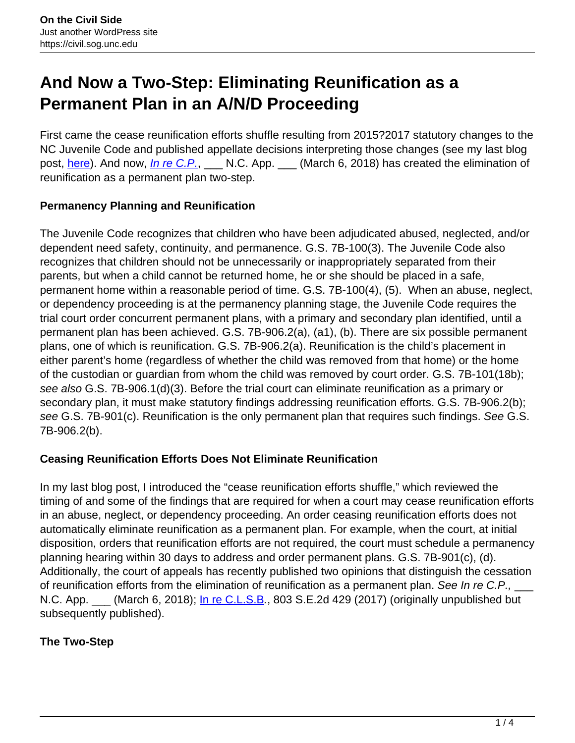# And Now a Two-Step: Eliminating Reunification as a Permanent Plan in an A/N/D Proceeding

First came the cease reunification efforts shuffle resulting from 2015?2017 statutory changes to the NC Juvenile Code and published appellate decisions interpreting those changes (see my last blog post, here). And now, *In re C.P.*, ___ N.C. App. ___ (March 6, 2018) has created the elimination of reunification as a permanent plan two-step.

### Permanency Planning and Reunification

The Juvenile Code recognizes that children who have been adjudicated abused, neglected, and/or dependent need safety, continuity, and permanence. G.S. 7B-100(3). The Juvenile Code also recognizes that children should not be unnecessarily or inappropriately separated from their parents, but when a child cannot be returned home, he or she should be placed in a safe, permanent home within a reasonable period of time. G.S. 7B-100(4), (5). When an abuse, neglect, or dependency proceeding is at the permanency planning stage, the Juvenile Code requires the trial court order concurrent permanent plans, with a primary and secondary plan identified, until a permanent plan has been achieved. G.S. 7B-906.2(a), (a1), (b). There are six possible permanent plans, one of which is reunification. G.S. 7B-906.2(a). Reunification is the child's placement in either parent's home (regardless of whether the child was removed from that home) or the home of the custodian or guardian from whom the child was removed by court order. G.S. 7B-101(18b); *see also* G.S. 7B-906.1(d)(3). Before the trial court can eliminate reunification as a primary or secondary plan, it must make statutory findings addressing reunification efforts. G.S. 7B-906.2(b); *see* G.S. 7B-901(c). Reunification is the only permanent plan that requires such findings. *See* G.S. 7B-906.2(b).

### Ceasing Reunification Efforts Does Not Eliminate Reunification

In my last blog post, I introduced the "cease reunification efforts shuffle," which reviewed the timing of and some of the findings that are required for when a court may cease reunification efforts in an abuse, neglect, or dependency proceeding. An order ceasing reunification efforts does not automatically eliminate reunification as a permanent plan. For example, when the court, at initial disposition, orders that reunification efforts are not required, the court must schedule a permanency planning hearing within 30 days to address and order permanent plans. G.S. 7B-901(c), (d). Additionally, the court of appeals has recently published two opinions that distinguish the cessation of reunification efforts from the elimination of reunification as a permanent plan. *See In re C.P.,* ___ N.C. App. ___ (March 6, 2018); In re C.L.S.B., 803 S.E.2d 429 (2017) (originally unpublished but subsequently published).

### The Two-Step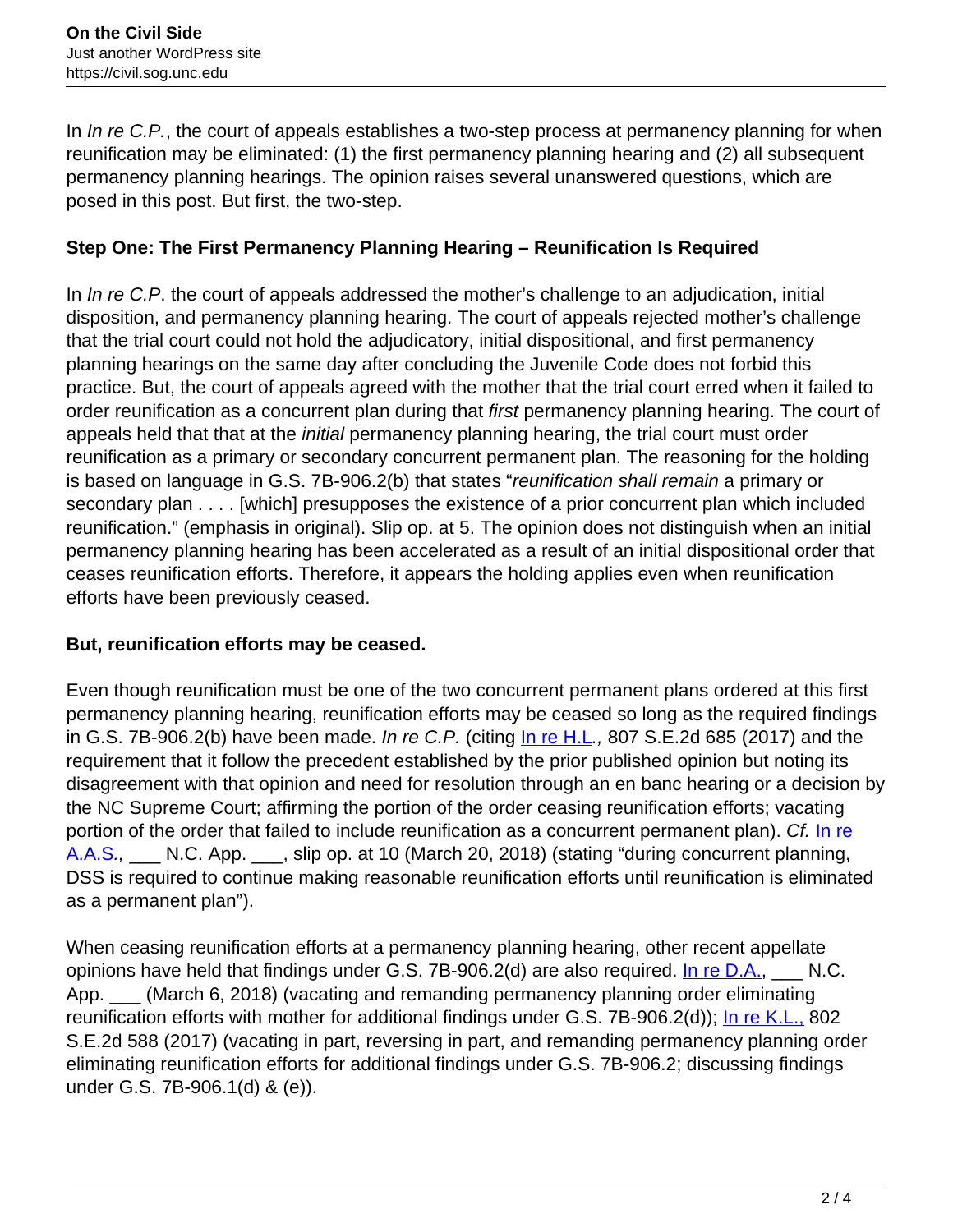In *In re C.P.*, the court of appeals establishes a two-step process at permanency planning for when reunification may be eliminated: (1) the first permanency planning hearing and (2) all subsequent permanency planning hearings. The opinion raises several unanswered questions, which are posed in this post. But first, the two-step.

### Step One: The First Permanency Planning Hearing – Reunification Is Required

In *In re C.P*. the court of appeals addressed the mother's challenge to an adjudication, initial disposition, and permanency planning hearing. The court of appeals rejected mother's challenge that the trial court could not hold the adjudicatory, initial dispositional, and first permanency planning hearings on the same day after concluding the Juvenile Code does not forbid this practice. But, the court of appeals agreed with the mother that the trial court erred when it failed to order reunification as a concurrent plan during that *first* permanency planning hearing. The court of appeals held that that at the *initial* permanency planning hearing, the trial court must order reunification as a primary or secondary concurrent permanent plan. The reasoning for the holding is based on language in G.S. 7B-906.2(b) that states "*reunification shall remain* a primary or secondary plan . . . . [which] presupposes the existence of a prior concurrent plan which included reunification." (emphasis in original). Slip op. at 5. The opinion does not distinguish when an initial permanency planning hearing has been accelerated as a result of an initial dispositional order that ceases reunification efforts. Therefore, it appears the holding applies even when reunification efforts have been previously ceased.

### But, reunification efforts may be ceased.

Even though reunification must be one of the two concurrent permanent plans ordered at this first permanency planning hearing, reunification efforts may be ceased so long as the required findings in G.S. 7B-906.2(b) have been made. *In re C.P.* (citing In re H.L*.,* 807 S.E.2d 685 (2017) and the requirement that it follow the precedent established by the prior published opinion but noting its disagreement with that opinion and need for resolution through an en banc hearing or a decision by the NC Supreme Court; affirming the portion of the order ceasing reunification efforts; vacating portion of the order that failed to include reunification as a concurrent permanent plan). *Cf.* In re A.A.S*.,* \_\_\_ N.C. App. \_\_\_, slip op. at 10 (March 20, 2018) (stating "during concurrent planning, DSS is required to continue making reasonable reunification efforts until reunification is eliminated as a permanent plan").

When ceasing reunification efforts at a permanency planning hearing, other recent appellate opinions have held that findings under G.S. 7B-906.2(d) are also required. In re D.A., \_\_\_ N.C. App. \_\_\_ (March 6, 2018) (vacating and remanding permanency planning order eliminating reunification efforts with mother for additional findings under G.S. 7B-906.2(d)); In re K.L., 802 S.E.2d 588 (2017) (vacating in part, reversing in part, and remanding permanency planning order eliminating reunification efforts for additional findings under G.S. 7B-906.2; discussing findings under G.S. 7B-906.1(d) & (e)).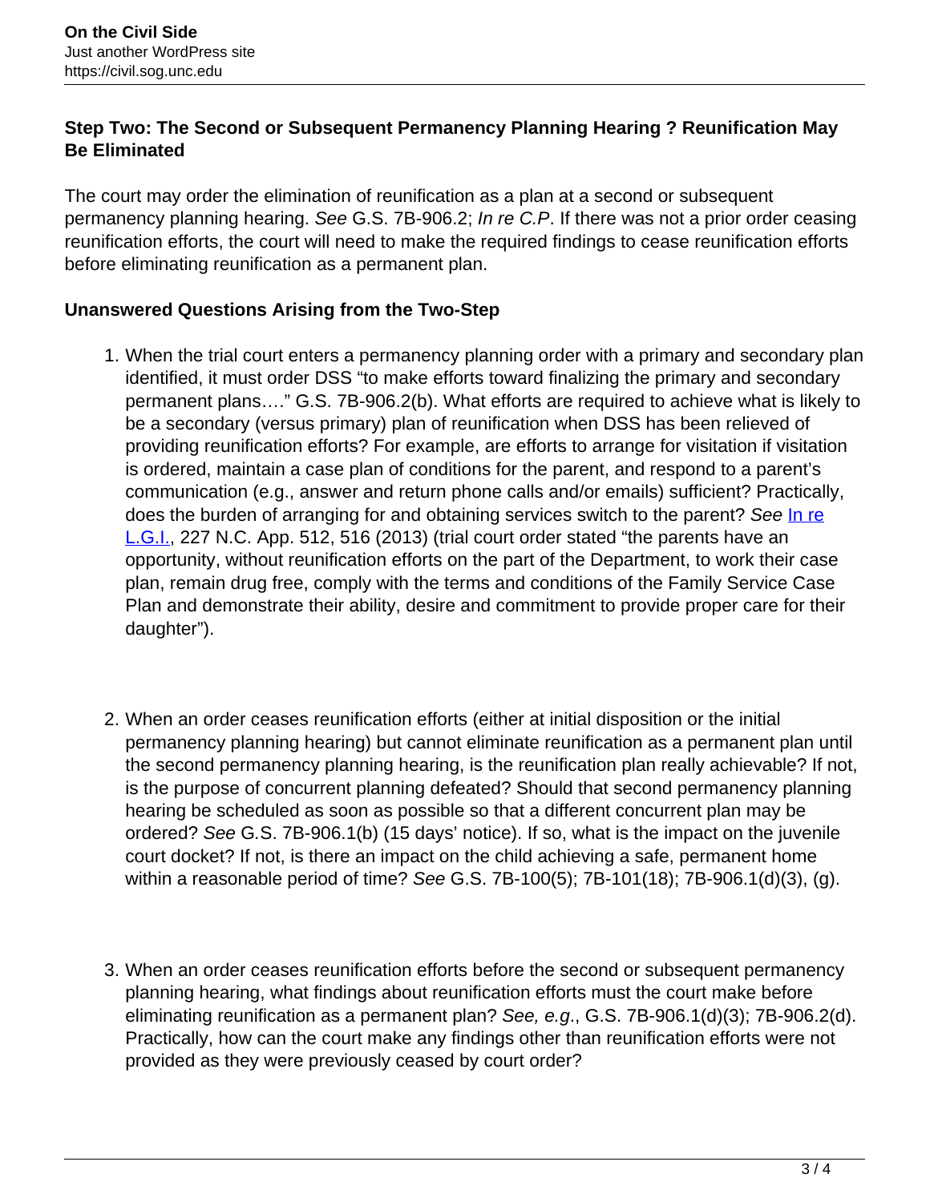### Step Two: The Second or Subsequent Permanency Planning Hearing ? Reunification May Be Eliminated

The court may order the elimination of reunification as a plan at a second or subsequent permanency planning hearing. *See* G.S. 7B-906.2; *In re C.P*. If there was not a prior order ceasing reunification efforts, the court will need to make the required findings to cease reunification efforts before eliminating reunification as a permanent plan.

### Unanswered Questions Arising from the Two-Step

1. When the trial court enters a permanency planning order with a primary and secondary plan identified, it must order DSS "to make efforts toward finalizing the primary and secondary permanent plans…." G.S. 7B-906.2(b). What efforts are required to achieve what is likely to be a secondary (versus primary) plan of reunification when DSS has been relieved of providing reunification efforts? For example, are efforts to arrange for visitation if visitation is ordered, maintain a case plan of conditions for the parent, and respond to a parent's communication (e.g., answer and return phone calls and/or emails) sufficient? Practically, does the burden of arranging for and obtaining services switch to the parent? *See* In re L.G.I., 227 N.C. App. 512, 516 (2013) (trial court order stated "the parents have an opportunity, without reunification efforts on the part of the Department, to work their case plan, remain drug free, comply with the terms and conditions of the Family Service Case Plan and demonstrate their ability, desire and commitment to provide proper care for their daughter").

2. When an order ceases reunification efforts (either at initial disposition or the initial permanency planning hearing) but cannot eliminate reunification as a permanent plan until the second permanency planning hearing, is the reunification plan really achievable? If not, is the purpose of concurrent planning defeated? Should that second permanency planning hearing be scheduled as soon as possible so that a different concurrent plan may be ordered? *See* G.S. 7B-906.1(b) (15 days' notice). If so, what is the impact on the juvenile court docket? If not, is there an impact on the child achieving a safe, permanent home within a reasonable period of time? *See* G.S. 7B-100(5); 7B-101(18); 7B-906.1(d)(3), (g).

3. When an order ceases reunification efforts before the second or subsequent permanency planning hearing, what findings about reunification efforts must the court make before eliminating reunification as a permanent plan? *See, e.g*., G.S. 7B-906.1(d)(3); 7B-906.2(d). Practically, how can the court make any findings other than reunification efforts were not provided as they were previously ceased by court order?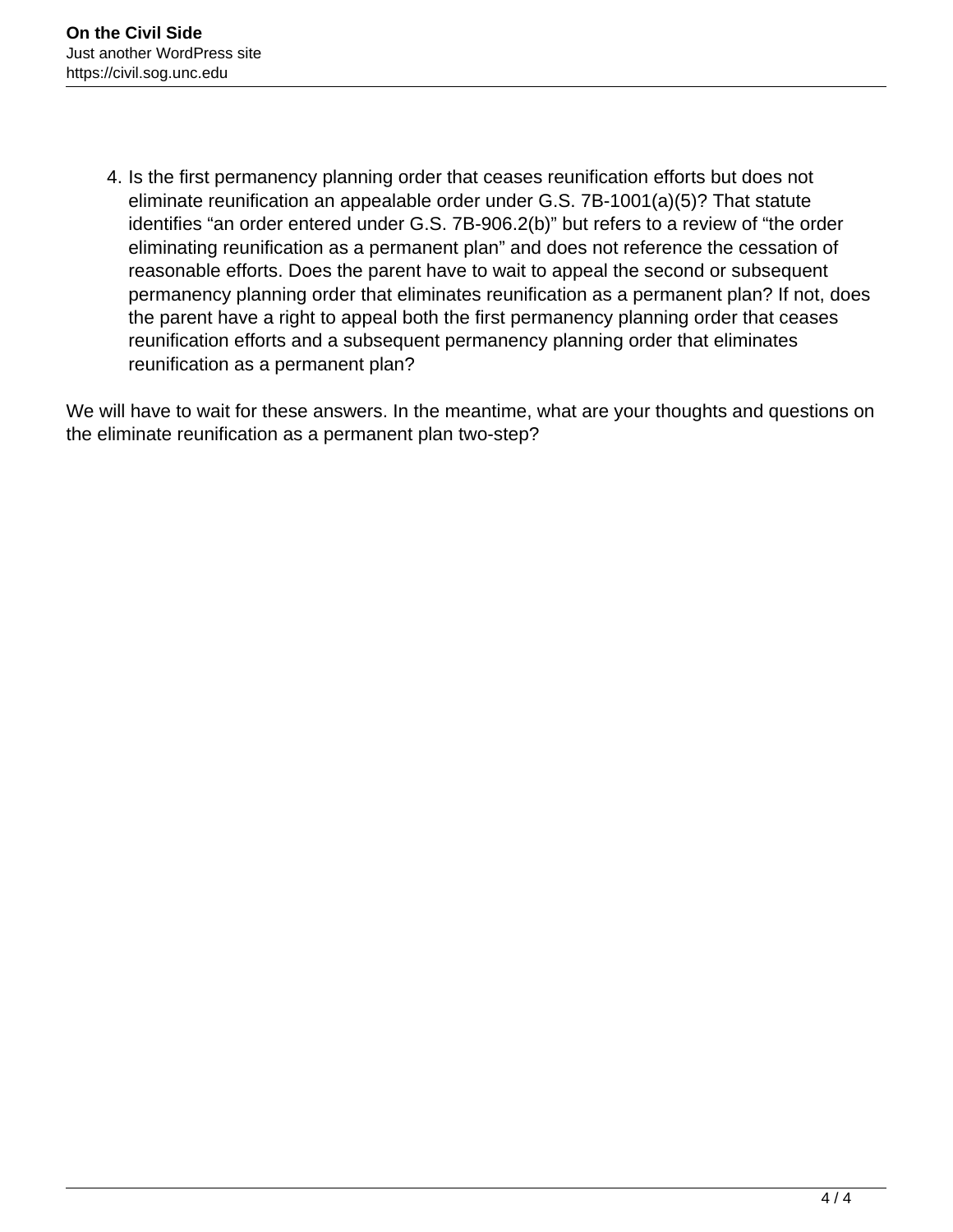4. Is the first permanency planning order that ceases reunification efforts but does not eliminate reunification an appealable order under G.S. 7B-1001(a)(5)? That statute identifies "an order entered under G.S. 7B-906.2(b)" but refers to a review of "the order eliminating reunification as a permanent plan" and does not reference the cessation of reasonable efforts. Does the parent have to wait to appeal the second or subsequent permanency planning order that eliminates reunification as a permanent plan? If not, does the parent have a right to appeal both the first permanency planning order that ceases reunification efforts and a subsequent permanency planning order that eliminates reunification as a permanent plan?

We will have to wait for these answers. In the meantime, what are your thoughts and questions on the eliminate reunification as a permanent plan two-step?